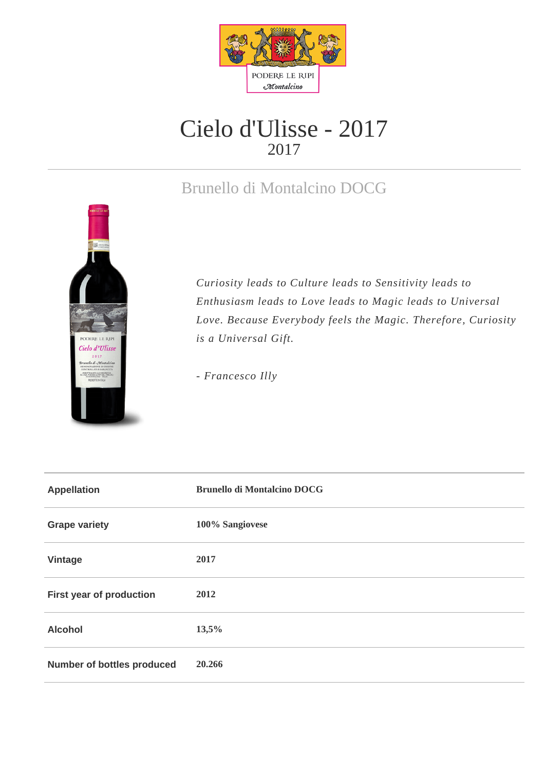PODERE LE RIPI
Montalcino

# Cielo d'Ulisse - 2017

2017

## Brunello di Montalcino DOCG

*Curiosity leads to Culture leads to Sensitivity leads to Enthusiasm leads to Love leads to Magic leads to Universal Love. Because Everybody feels the Magic. Therefore, Curiosity is a Universal Gift.*

*- Francesco Illy*

| | |
|---|---|
| **Appellation** | **Brunello di Montalcino DOCG** |
| **Grape variety** | **100% Sangiovese** |
| **Vintage** | **2017** |
| **First year of production** | **2012** |
| **Alcohol** | **13,5%** |
| **Number of bottles produced** | **20.266** |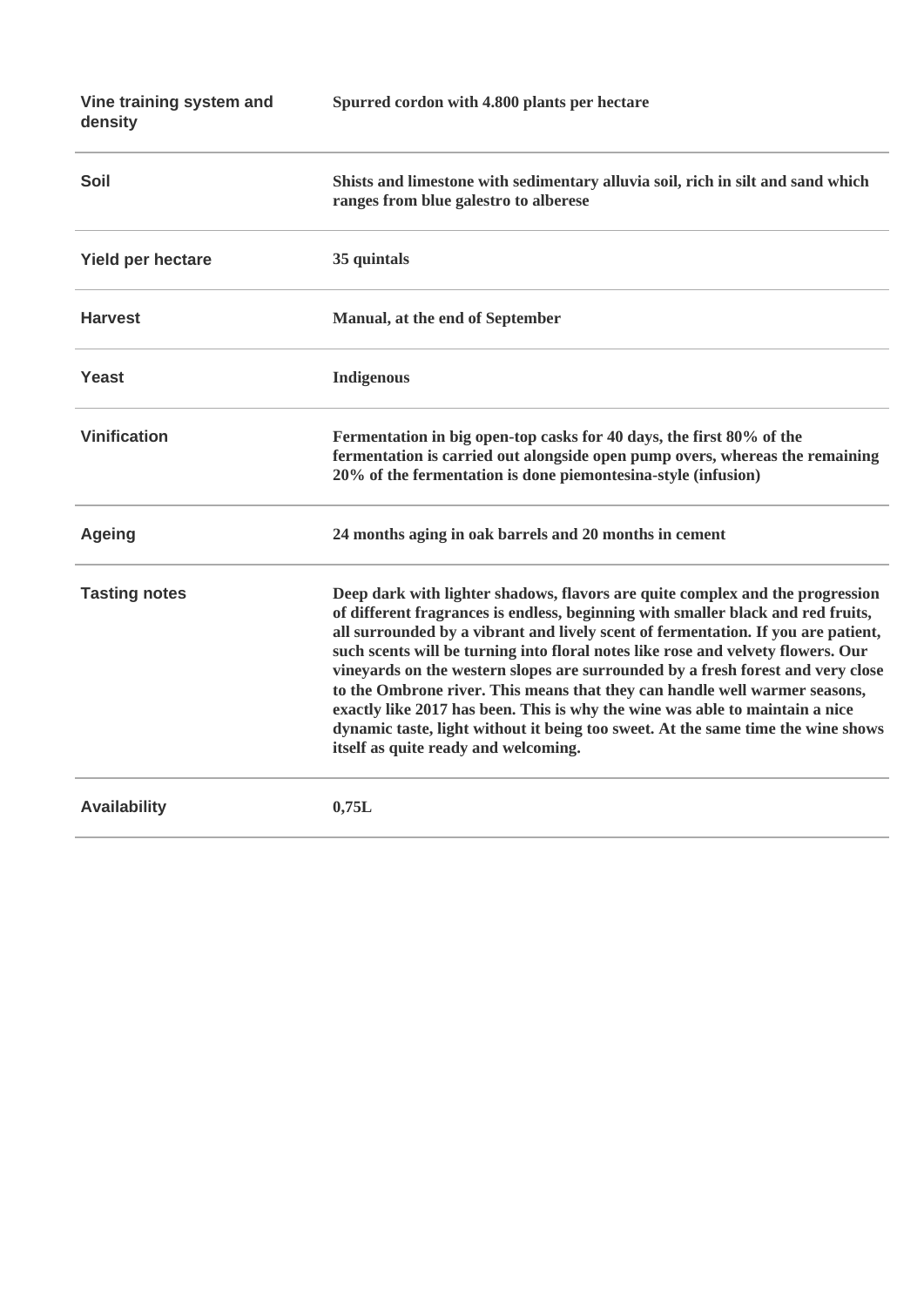| | |
|---|---|
| Vine training system and density | **Spurred cordon with 4.800 plants per hectare** |
| Soil | **Shists and limestone with sedimentary alluvia soil, rich in silt and sand which ranges from blue galestro to alberese** |
| Yield per hectare | **35 quintals** |
| Harvest | **Manual, at the end of September** |
| Yeast | **Indigenous** |
| Vinification | **Fermentation in big open-top casks for 40 days, the first 80% of the fermentation is carried out alongside open pump overs, whereas the remaining 20% of the fermentation is done piemontesina-style (infusion)** |
| Ageing | **24 months aging in oak barrels and 20 months in cement** |
| Tasting notes | **Deep dark with lighter shadows, flavors are quite complex and the progression of different fragrances is endless, beginning with smaller black and red fruits, all surrounded by a vibrant and lively scent of fermentation. If you are patient, such scents will be turning into floral notes like rose and velvety flowers. Our vineyards on the western slopes are surrounded by a fresh forest and very close to the Ombrone river. This means that they can handle well warmer seasons, exactly like 2017 has been. This is why the wine was able to maintain a nice dynamic taste, light without it being too sweet. At the same time the wine shows itself as quite ready and welcoming.** |
| Availability | **0,75L** |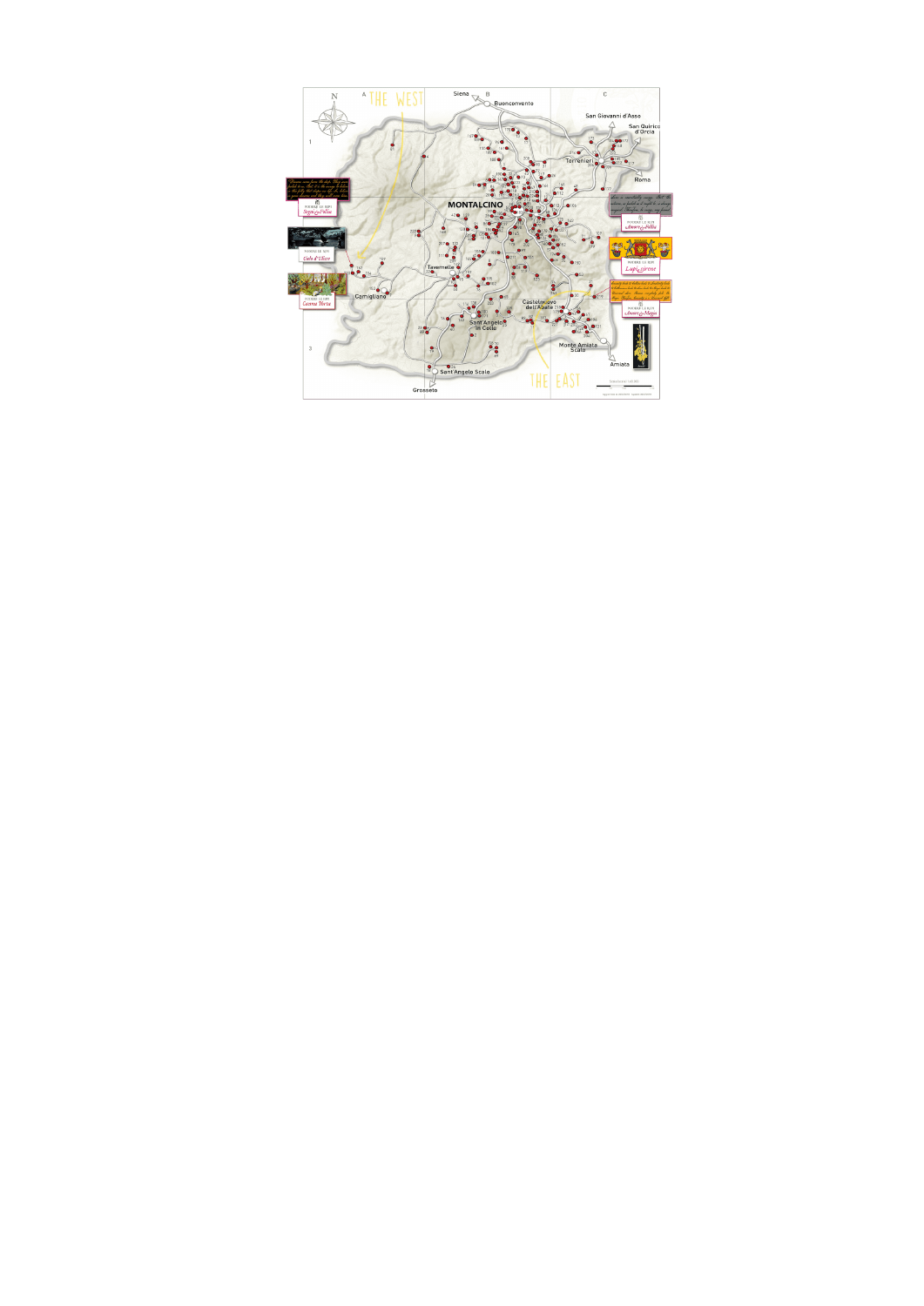N

A

THE WEST

Siena

B

Buonconvento

C

San Giovanni d'Asso

San Quirico d'Orcia

Torrenieri

Roma

1

MONTALCINO

Tavernelle

Camigliano

Castelnuovo dell'Abate

Sant'Angelo in Colle

Monte Amiata Scalo

Amiata

3

Sant'Angelo Scalo

Grosseto

THE EAST

PODERE LE RIPI

Sogni & Follie

PODERE LE RIPI

Cielo d'Ulisse

PODERE LE RIPI

Lupi & Sirene

PODERE LE RIPI

Amore & Follia

PODERE LE RIPI

Amore & Magia